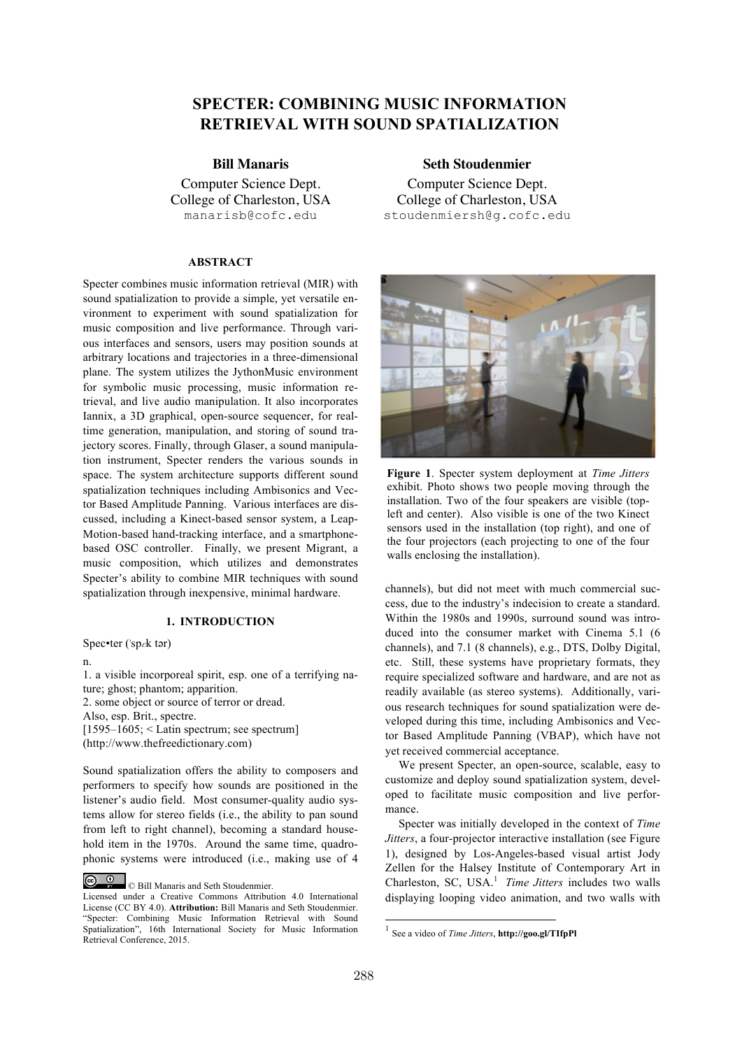# SPECTER: COMBINING MUSIC INFORMATION RETRIEVAL WITH SOUND SPATIALIZATION

**Bill Manaris**
Computer Science Dept.
College of Charleston, USA
manarisb@cofc.edu

**Seth Stoudenmier**
Computer Science Dept.
College of Charleston, USA
stoudenmiersh@g.cofc.edu

## ABSTRACT

Specter combines music information retrieval (MIR) with sound spatialization to provide a simple, yet versatile environment to experiment with sound spatialization for music composition and live performance. Through various interfaces and sensors, users may position sounds at arbitrary locations and trajectories in a three-dimensional plane. The system utilizes the JythonMusic environment for symbolic music processing, music information retrieval, and live audio manipulation. It also incorporates Iannix, a 3D graphical, open-source sequencer, for real-time generation, manipulation, and storing of sound trajectory scores. Finally, through Glaser, a sound manipulation instrument, Specter renders the various sounds in space. The system architecture supports different sound spatialization techniques including Ambisonics and Vector Based Amplitude Panning. Various interfaces are discussed, including a Kinect-based sensor system, a Leap-Motion-based hand-tracking interface, and a smartphone-based OSC controller. Finally, we present Migrant, a music composition, which utilizes and demonstrates Specter's ability to combine MIR techniques with sound spatialization through inexpensive, minimal hardware.

**Figure 1**. Specter system deployment at *Time Jitters* exhibit. Photo shows two people moving through the installation. Two of the four speakers are visible (top-left and center). Also visible is one of the two Kinect sensors used in the installation (top right), and one of the four projectors (each projecting to one of the four walls enclosing the installation).

## 1. INTRODUCTION

Spec•ter (ˈspɛk tər)

n.

1. a visible incorporeal spirit, esp. one of a terrifying nature; ghost; phantom; apparition.
2. some object or source of terror or dread.

Also, esp. Brit., spectre.
[1595–1605; < Latin spectrum; see spectrum]
(http://www.thefreedictionary.com)

Sound spatialization offers the ability to composers and performers to specify how sounds are positioned in the listener's audio field. Most consumer-quality audio systems allow for stereo fields (i.e., the ability to pan sound from left to right channel), becoming a standard household item in the 1970s. Around the same time, quadrophonic systems were introduced (i.e., making use of 4 channels), but did not meet with much commercial success, due to the industry's indecision to create a standard. Within the 1980s and 1990s, surround sound was introduced into the consumer market with Cinema 5.1 (6 channels), and 7.1 (8 channels), e.g., DTS, Dolby Digital, etc. Still, these systems have proprietary formats, they require specialized software and hardware, and are not as readily available (as stereo systems). Additionally, various research techniques for sound spatialization were developed during this time, including Ambisonics and Vector Based Amplitude Panning (VBAP), which have not yet received commercial acceptance.

We present Specter, an open-source, scalable, easy to customize and deploy sound spatialization system, developed to facilitate music composition and live performance.

Specter was initially developed in the context of *Time Jitters*, a four-projector interactive installation (see Figure 1), designed by Los-Angeles-based visual artist Jody Zellen for the Halsey Institute of Contemporary Art in Charleston, SC, USA.[1] *Time Jitters* includes two walls displaying looping video animation, and two walls with

© Bill Manaris and Seth Stoudenmier.
Licensed under a Creative Commons Attribution 4.0 International License (CC BY 4.0). **Attribution:** Bill Manaris and Seth Stoudenmier. "Specter: Combining Music Information Retrieval with Sound Spatialization", 16th International Society for Music Information Retrieval Conference, 2015.

[1] See a video of *Time Jitters*, **http://goo.gl/TIfpPl**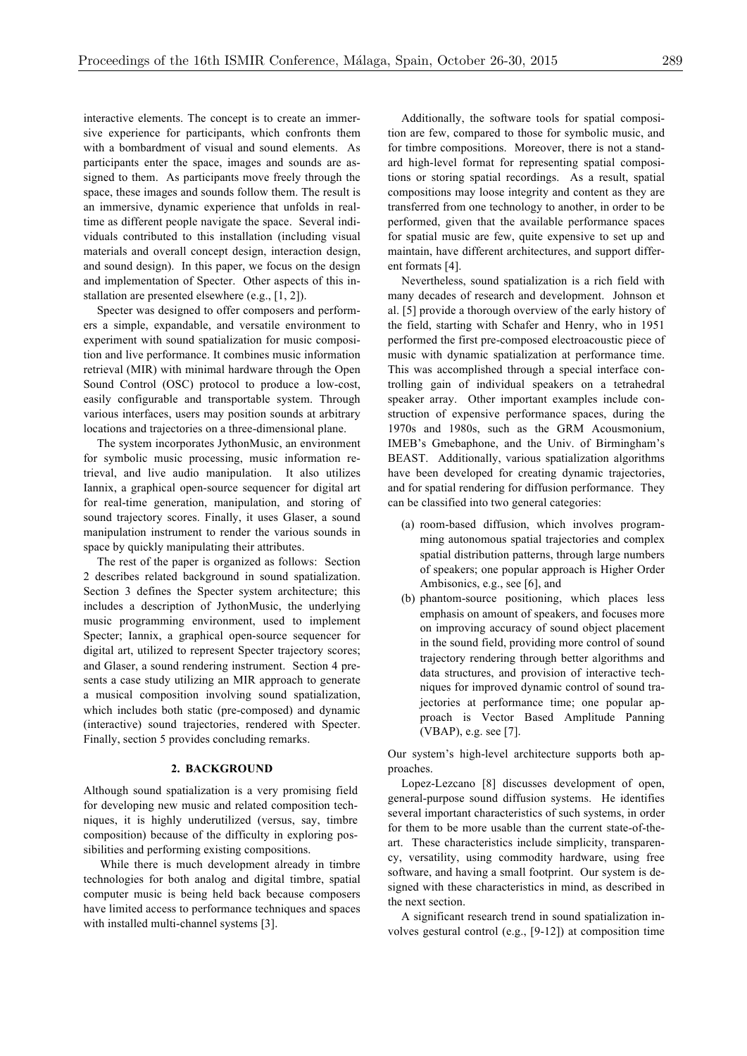interactive elements. The concept is to create an immersive experience for participants, which confronts them with a bombardment of visual and sound elements. As participants enter the space, images and sounds are assigned to them. As participants move freely through the space, these images and sounds follow them. The result is an immersive, dynamic experience that unfolds in real-time as different people navigate the space. Several individuals contributed to this installation (including visual materials and overall concept design, interaction design, and sound design). In this paper, we focus on the design and implementation of Specter. Other aspects of this installation are presented elsewhere (e.g., [1, 2]).

Specter was designed to offer composers and performers a simple, expandable, and versatile environment to experiment with sound spatialization for music composition and live performance. It combines music information retrieval (MIR) with minimal hardware through the Open Sound Control (OSC) protocol to produce a low-cost, easily configurable and transportable system. Through various interfaces, users may position sounds at arbitrary locations and trajectories on a three-dimensional plane.

The system incorporates JythonMusic, an environment for symbolic music processing, music information retrieval, and live audio manipulation. It also utilizes Iannix, a graphical open-source sequencer for digital art for real-time generation, manipulation, and storing of sound trajectory scores. Finally, it uses Glaser, a sound manipulation instrument to render the various sounds in space by quickly manipulating their attributes.

The rest of the paper is organized as follows: Section 2 describes related background in sound spatialization. Section 3 defines the Specter system architecture; this includes a description of JythonMusic, the underlying music programming environment, used to implement Specter; Iannix, a graphical open-source sequencer for digital art, utilized to represent Specter trajectory scores; and Glaser, a sound rendering instrument. Section 4 presents a case study utilizing an MIR approach to generate a musical composition involving sound spatialization, which includes both static (pre-composed) and dynamic (interactive) sound trajectories, rendered with Specter. Finally, section 5 provides concluding remarks.

## 2. BACKGROUND

Although sound spatialization is a very promising field for developing new music and related composition techniques, it is highly underutilized (versus, say, timbre composition) because of the difficulty in exploring possibilities and performing existing compositions.

While there is much development already in timbre technologies for both analog and digital timbre, spatial computer music is being held back because composers have limited access to performance techniques and spaces with installed multi-channel systems [3].

Additionally, the software tools for spatial composition are few, compared to those for symbolic music, and for timbre compositions. Moreover, there is not a standard high-level format for representing spatial compositions or storing spatial recordings. As a result, spatial compositions may loose integrity and content as they are transferred from one technology to another, in order to be performed, given that the available performance spaces for spatial music are few, quite expensive to set up and maintain, have different architectures, and support different formats [4].

Nevertheless, sound spatialization is a rich field with many decades of research and development. Johnson et al. [5] provide a thorough overview of the early history of the field, starting with Schafer and Henry, who in 1951 performed the first pre-composed electroacoustic piece of music with dynamic spatialization at performance time. This was accomplished through a special interface controlling gain of individual speakers on a tetrahedral speaker array. Other important examples include construction of expensive performance spaces, during the 1970s and 1980s, such as the GRM Acousmonium, IMEB's Gmebaphone, and the Univ. of Birmingham's BEAST. Additionally, various spatialization algorithms have been developed for creating dynamic trajectories, and for spatial rendering for diffusion performance. They can be classified into two general categories:

(a) room-based diffusion, which involves programming autonomous spatial trajectories and complex spatial distribution patterns, through large numbers of speakers; one popular approach is Higher Order Ambisonics, e.g., see [6], and

(b) phantom-source positioning, which places less emphasis on amount of speakers, and focuses more on improving accuracy of sound object placement in the sound field, providing more control of sound trajectory rendering through better algorithms and data structures, and provision of interactive techniques for improved dynamic control of sound trajectories at performance time; one popular approach is Vector Based Amplitude Panning (VBAP), e.g. see [7].

Our system's high-level architecture supports both approaches.

Lopez-Lezcano [8] discusses development of open, general-purpose sound diffusion systems. He identifies several important characteristics of such systems, in order for them to be more usable than the current state-of-the-art. These characteristics include simplicity, transparency, versatility, using commodity hardware, using free software, and having a small footprint. Our system is designed with these characteristics in mind, as described in the next section.

A significant research trend in sound spatialization involves gestural control (e.g., [9-12]) at composition time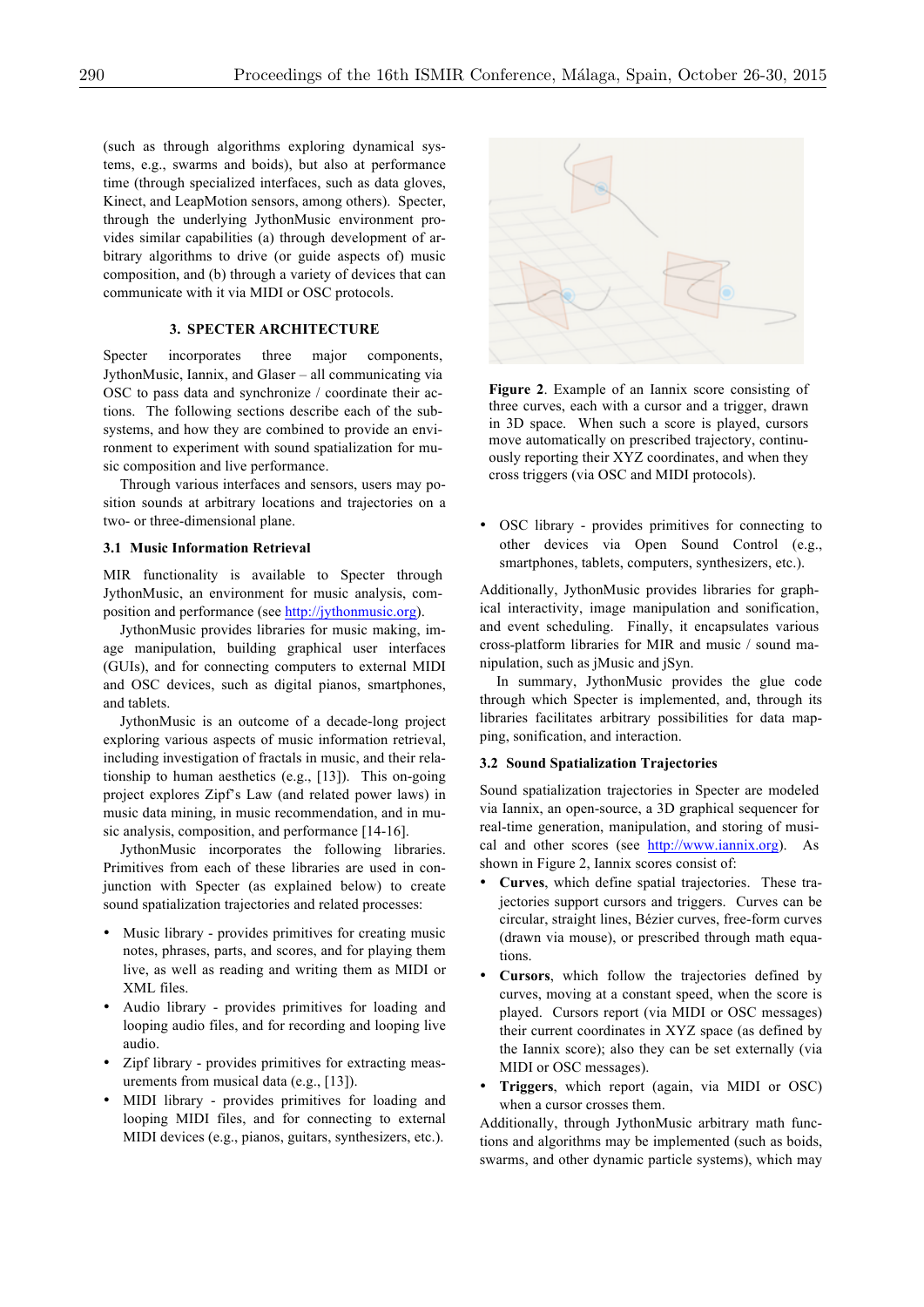(such as through algorithms exploring dynamical systems, e.g., swarms and boids), but also at performance time (through specialized interfaces, such as data gloves, Kinect, and LeapMotion sensors, among others). Specter, through the underlying JythonMusic environment provides similar capabilities (a) through development of arbitrary algorithms to drive (or guide aspects of) music composition, and (b) through a variety of devices that can communicate with it via MIDI or OSC protocols.

## 3. SPECTER ARCHITECTURE

Specter incorporates three major components, JythonMusic, Iannix, and Glaser – all communicating via OSC to pass data and synchronize / coordinate their actions. The following sections describe each of the subsystems, and how they are combined to provide an environment to experiment with sound spatialization for music composition and live performance.

Through various interfaces and sensors, users may position sounds at arbitrary locations and trajectories on a two- or three-dimensional plane.

### 3.1 Music Information Retrieval

MIR functionality is available to Specter through JythonMusic, an environment for music analysis, composition and performance (see http://jythonmusic.org).

JythonMusic provides libraries for music making, image manipulation, building graphical user interfaces (GUIs), and for connecting computers to external MIDI and OSC devices, such as digital pianos, smartphones, and tablets.

JythonMusic is an outcome of a decade-long project exploring various aspects of music information retrieval, including investigation of fractals in music, and their relationship to human aesthetics (e.g., [13]). This on-going project explores Zipf's Law (and related power laws) in music data mining, in music recommendation, and in music analysis, composition, and performance [14-16].

JythonMusic incorporates the following libraries. Primitives from each of these libraries are used in conjunction with Specter (as explained below) to create sound spatialization trajectories and related processes:

- Music library - provides primitives for creating music notes, phrases, parts, and scores, and for playing them live, as well as reading and writing them as MIDI or XML files.
- Audio library - provides primitives for loading and looping audio files, and for recording and looping live audio.
- Zipf library - provides primitives for extracting measurements from musical data (e.g., [13]).
- MIDI library - provides primitives for loading and looping MIDI files, and for connecting to external MIDI devices (e.g., pianos, guitars, synthesizers, etc.).
- OSC library - provides primitives for connecting to other devices via Open Sound Control (e.g., smartphones, tablets, computers, synthesizers, etc.).

Additionally, JythonMusic provides libraries for graphical interactivity, image manipulation and sonification, and event scheduling. Finally, it encapsulates various cross-platform libraries for MIR and music / sound manipulation, such as jMusic and jSyn.

In summary, JythonMusic provides the glue code through which Specter is implemented, and, through its libraries facilitates arbitrary possibilities for data mapping, sonification, and interaction.

**Figure 2**. Example of an Iannix score consisting of three curves, each with a cursor and a trigger, drawn in 3D space. When such a score is played, cursors move automatically on prescribed trajectory, continuously reporting their XYZ coordinates, and when they cross triggers (via OSC and MIDI protocols).

### 3.2 Sound Spatialization Trajectories

Sound spatialization trajectories in Specter are modeled via Iannix, an open-source, a 3D graphical sequencer for real-time generation, manipulation, and storing of musical and other scores (see http://www.iannix.org). As shown in Figure 2, Iannix scores consist of:

- **Curves**, which define spatial trajectories. These trajectories support cursors and triggers. Curves can be circular, straight lines, Bézier curves, free-form curves (drawn via mouse), or prescribed through math equations.
- **Cursors**, which follow the trajectories defined by curves, moving at a constant speed, when the score is played. Cursors report (via MIDI or OSC messages) their current coordinates in XYZ space (as defined by the Iannix score); also they can be set externally (via MIDI or OSC messages).
- **Triggers**, which report (again, via MIDI or OSC) when a cursor crosses them.

Additionally, through JythonMusic arbitrary math functions and algorithms may be implemented (such as boids, swarms, and other dynamic particle systems), which may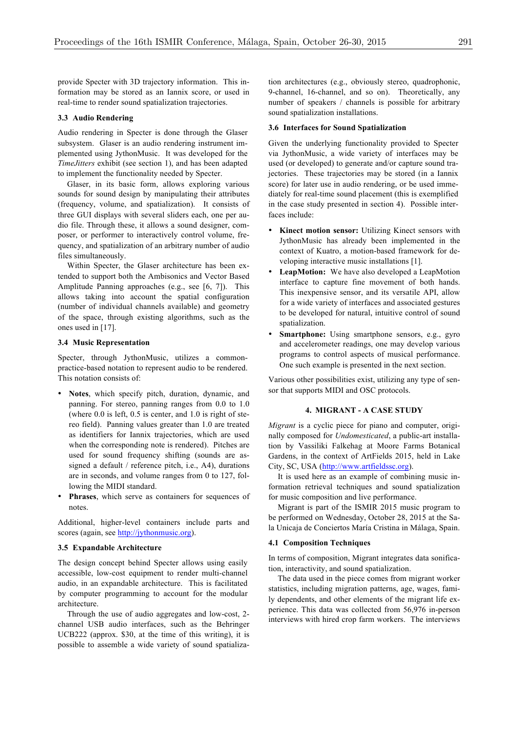provide Specter with 3D trajectory information. This information may be stored as an Iannix score, or used in real-time to render sound spatialization trajectories.

### 3.3 Audio Rendering

Audio rendering in Specter is done through the Glaser subsystem. Glaser is an audio rendering instrument implemented using JythonMusic. It was developed for the *TimeJitters* exhibit (see section 1), and has been adapted to implement the functionality needed by Specter.

Glaser, in its basic form, allows exploring various sounds for sound design by manipulating their attributes (frequency, volume, and spatialization). It consists of three GUI displays with several sliders each, one per audio file. Through these, it allows a sound designer, composer, or performer to interactively control volume, frequency, and spatialization of an arbitrary number of audio files simultaneously.

Within Specter, the Glaser architecture has been extended to support both the Ambisonics and Vector Based Amplitude Panning approaches (e.g., see [6, 7]). This allows taking into account the spatial configuration (number of individual channels available) and geometry of the space, through existing algorithms, such as the ones used in [17].

### 3.4 Music Representation

Specter, through JythonMusic, utilizes a common-practice-based notation to represent audio to be rendered. This notation consists of:

- **Notes**, which specify pitch, duration, dynamic, and panning. For stereo, panning ranges from 0.0 to 1.0 (where 0.0 is left, 0.5 is center, and 1.0 is right of stereo field). Panning values greater than 1.0 are treated as identifiers for Iannix trajectories, which are used when the corresponding note is rendered). Pitches are used for sound frequency shifting (sounds are assigned a default / reference pitch, i.e., A4), durations are in seconds, and volume ranges from 0 to 127, following the MIDI standard.
- **Phrases**, which serve as containers for sequences of notes.

Additional, higher-level containers include parts and scores (again, see http://jythonmusic.org).

### 3.5 Expandable Architecture

The design concept behind Specter allows using easily accessible, low-cost equipment to render multi-channel audio, in an expandable architecture. This is facilitated by computer programming to account for the modular architecture.

Through the use of audio aggregates and low-cost, 2-channel USB audio interfaces, such as the Behringer UCB222 (approx. $30, at the time of this writing), it is possible to assemble a wide variety of sound spatialization architectures (e.g., obviously stereo, quadrophonic, 9-channel, 16-channel, and so on). Theoretically, any number of speakers / channels is possible for arbitrary sound spatialization installations.

### 3.6 Interfaces for Sound Spatialization

Given the underlying functionality provided to Specter via JythonMusic, a wide variety of interfaces may be used (or developed) to generate and/or capture sound trajectories. These trajectories may be stored (in a Iannix score) for later use in audio rendering, or be used immediately for real-time sound placement (this is exemplified in the case study presented in section 4). Possible interfaces include:

- **Kinect motion sensor:** Utilizing Kinect sensors with JythonMusic has already been implemented in the context of Kuatro, a motion-based framework for developing interactive music installations [1].
- **LeapMotion:** We have also developed a LeapMotion interface to capture fine movement of both hands. This inexpensive sensor, and its versatile API, allow for a wide variety of interfaces and associated gestures to be developed for natural, intuitive control of sound spatialization.
- **Smartphone:** Using smartphone sensors, e.g., gyro and accelerometer readings, one may develop various programs to control aspects of musical performance. One such example is presented in the next section.

Various other possibilities exist, utilizing any type of sensor that supports MIDI and OSC protocols.

## 4. MIGRANT - A CASE STUDY

*Migrant* is a cyclic piece for piano and computer, originally composed for *Undomesticated*, a public-art installation by Vassiliki Falkehag at Moore Farms Botanical Gardens, in the context of ArtFields 2015, held in Lake City, SC, USA (http://www.artfieldssc.org).

It is used here as an example of combining music information retrieval techniques and sound spatialization for music composition and live performance.

Migrant is part of the ISMIR 2015 music program to be performed on Wednesday, October 28, 2015 at the Sala Unicaja de Conciertos María Cristina in Málaga, Spain.

### 4.1 Composition Techniques

In terms of composition, Migrant integrates data sonification, interactivity, and sound spatialization.

The data used in the piece comes from migrant worker statistics, including migration patterns, age, wages, family dependents, and other elements of the migrant life experience. This data was collected from 56,976 in-person interviews with hired crop farm workers. The interviews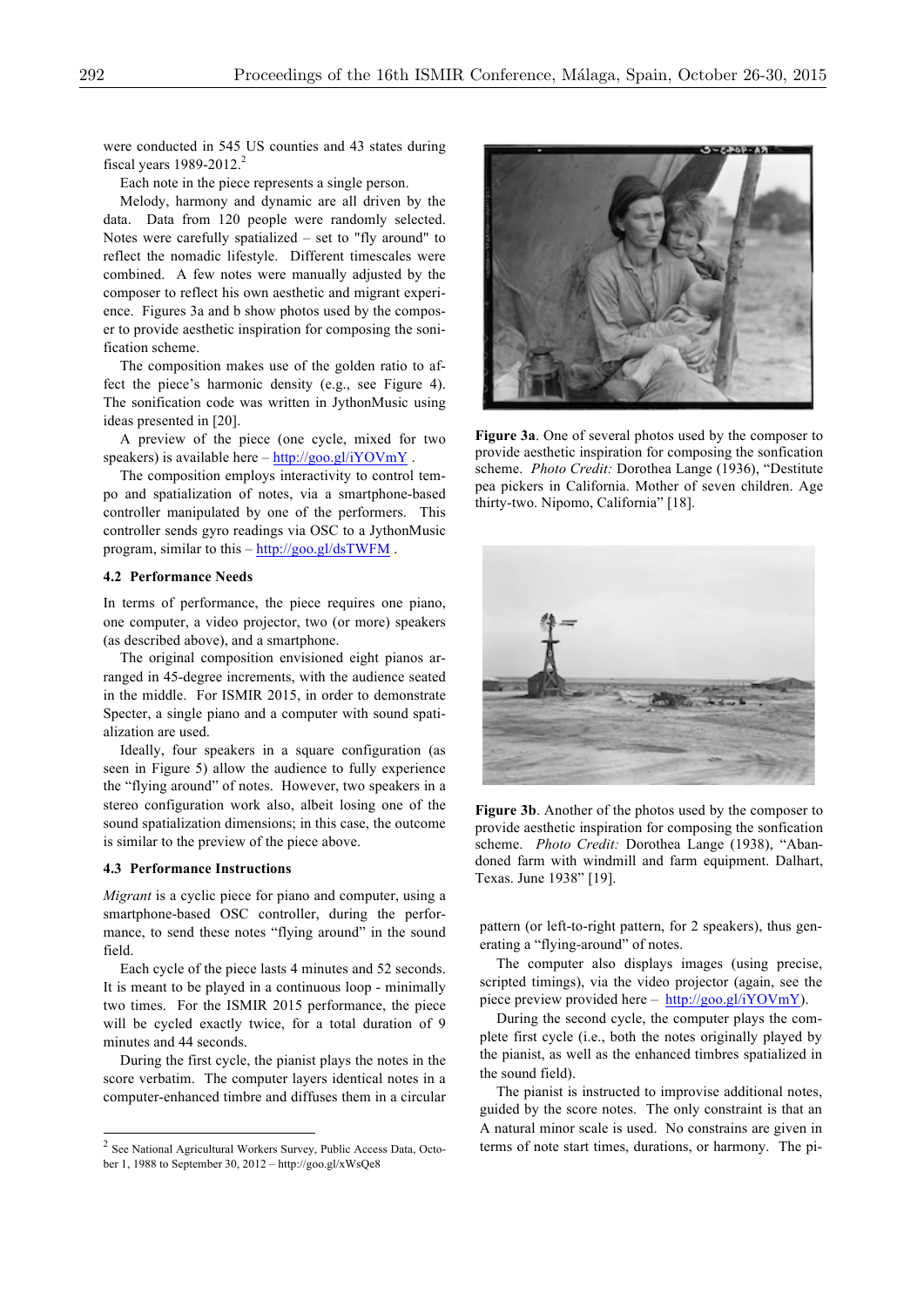were conducted in 545 US counties and 43 states during fiscal years 1989-2012.[2]

Each note in the piece represents a single person.

Melody, harmony and dynamic are all driven by the data. Data from 120 people were randomly selected. Notes were carefully spatialized – set to "fly around" to reflect the nomadic lifestyle. Different timescales were combined. A few notes were manually adjusted by the composer to reflect his own aesthetic and migrant experience. Figures 3a and b show photos used by the composer to provide aesthetic inspiration for composing the sonification scheme.

The composition makes use of the golden ratio to affect the piece's harmonic density (e.g., see Figure 4). The sonification code was written in JythonMusic using ideas presented in [20].

A preview of the piece (one cycle, mixed for two speakers) is available here – http://goo.gl/iYOVmY .

The composition employs interactivity to control tempo and spatialization of notes, via a smartphone-based controller manipulated by one of the performers. This controller sends gyro readings via OSC to a JythonMusic program, similar to this – http://goo.gl/dsTWFM .

**Figure 3a**. One of several photos used by the composer to provide aesthetic inspiration for composing the sonfication scheme. *Photo Credit:* Dorothea Lange (1936), "Destitute pea pickers in California. Mother of seven children. Age thirty-two. Nipomo, California" [18].

**Figure 3b**. Another of the photos used by the composer to provide aesthetic inspiration for composing the sonfication scheme. *Photo Credit:* Dorothea Lange (1938), "Abandoned farm with windmill and farm equipment. Dalhart, Texas. June 1938" [19].

### 4.2 Performance Needs

In terms of performance, the piece requires one piano, one computer, a video projector, two (or more) speakers (as described above), and a smartphone.

The original composition envisioned eight pianos arranged in 45-degree increments, with the audience seated in the middle. For ISMIR 2015, in order to demonstrate Specter, a single piano and a computer with sound spatialization are used.

Ideally, four speakers in a square configuration (as seen in Figure 5) allow the audience to fully experience the "flying around" of notes. However, two speakers in a stereo configuration work also, albeit losing one of the sound spatialization dimensions; in this case, the outcome is similar to the preview of the piece above.

### 4.3 Performance Instructions

*Migrant* is a cyclic piece for piano and computer, using a smartphone-based OSC controller, during the performance, to send these notes "flying around" in the sound field.

Each cycle of the piece lasts 4 minutes and 52 seconds. It is meant to be played in a continuous loop - minimally two times. For the ISMIR 2015 performance, the piece will be cycled exactly twice, for a total duration of 9 minutes and 44 seconds.

During the first cycle, the pianist plays the notes in the score verbatim. The computer layers identical notes in a computer-enhanced timbre and diffuses them in a circular pattern (or left-to-right pattern, for 2 speakers), thus generating a "flying-around" of notes.

The computer also displays images (using precise, scripted timings), via the video projector (again, see the piece preview provided here – http://goo.gl/iYOVmY).

During the second cycle, the computer plays the complete first cycle (i.e., both the notes originally played by the pianist, as well as the enhanced timbres spatialized in the sound field).

The pianist is instructed to improvise additional notes, guided by the score notes. The only constraint is that an A natural minor scale is used. No constrains are given in terms of note start times, durations, or harmony. The pi-

[2] See National Agricultural Workers Survey, Public Access Data, October 1, 1988 to September 30, 2012 – http://goo.gl/xWsQe8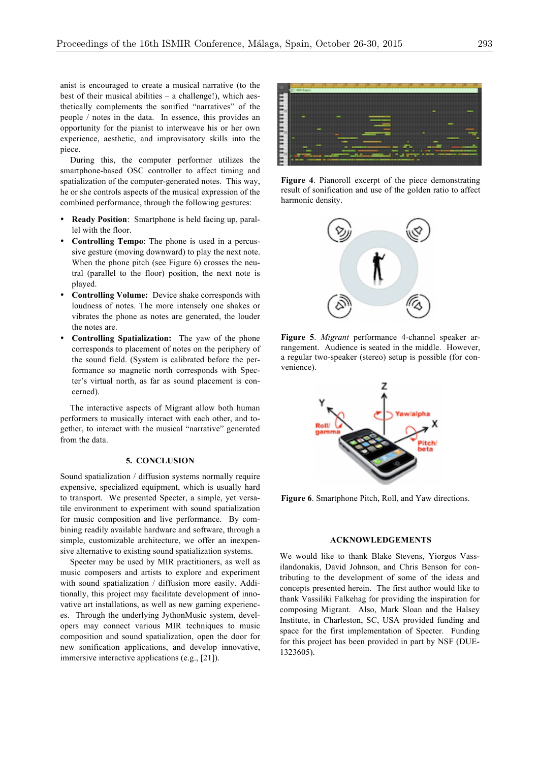anist is encouraged to create a musical narrative (to the best of their musical abilities – a challenge!), which aesthetically complements the sonified "narratives" of the people / notes in the data. In essence, this provides an opportunity for the pianist to interweave his or her own experience, aesthetic, and improvisatory skills into the piece.

During this, the computer performer utilizes the smartphone-based OSC controller to affect timing and spatialization of the computer-generated notes. This way, he or she controls aspects of the musical expression of the combined performance, through the following gestures:

- **Ready Position**: Smartphone is held facing up, parallel with the floor.
- **Controlling Tempo**: The phone is used in a percussive gesture (moving downward) to play the next note. When the phone pitch (see Figure 6) crosses the neutral (parallel to the floor) position, the next note is played.
- **Controlling Volume:** Device shake corresponds with loudness of notes. The more intensely one shakes or vibrates the phone as notes are generated, the louder the notes are.
- **Controlling Spatialization:** The yaw of the phone corresponds to placement of notes on the periphery of the sound field. (System is calibrated before the performance so magnetic north corresponds with Specter's virtual north, as far as sound placement is concerned).

The interactive aspects of Migrant allow both human performers to musically interact with each other, and together, to interact with the musical "narrative" generated from the data.

## 5. CONCLUSION

Sound spatialization / diffusion systems normally require expensive, specialized equipment, which is usually hard to transport. We presented Specter, a simple, yet versatile environment to experiment with sound spatialization for music composition and live performance. By combining readily available hardware and software, through a simple, customizable architecture, we offer an inexpensive alternative to existing sound spatialization systems.

Specter may be used by MIR practitioners, as well as music composers and artists to explore and experiment with sound spatialization / diffusion more easily. Additionally, this project may facilitate development of innovative art installations, as well as new gaming experiences. Through the underlying JythonMusic system, developers may connect various MIR techniques to music composition and sound spatialization, open the door for new sonification applications, and develop innovative, immersive interactive applications (e.g., [21]).

**Figure 4**. Pianoroll excerpt of the piece demonstrating result of sonification and use of the golden ratio to affect harmonic density.

**Figure 5**. *Migrant* performance 4-channel speaker arrangement. Audience is seated in the middle. However, a regular two-speaker (stereo) setup is possible (for convenience).

**Figure 6**. Smartphone Pitch, Roll, and Yaw directions.

## ACKNOWLEDGEMENTS

We would like to thank Blake Stevens, Yiorgos Vassilandonakis, David Johnson, and Chris Benson for contributing to the development of some of the ideas and concepts presented herein. The first author would like to thank Vassiliki Falkehag for providing the inspiration for composing Migrant. Also, Mark Sloan and the Halsey Institute, in Charleston, SC, USA provided funding and space for the first implementation of Specter. Funding for this project has been provided in part by NSF (DUE-1323605).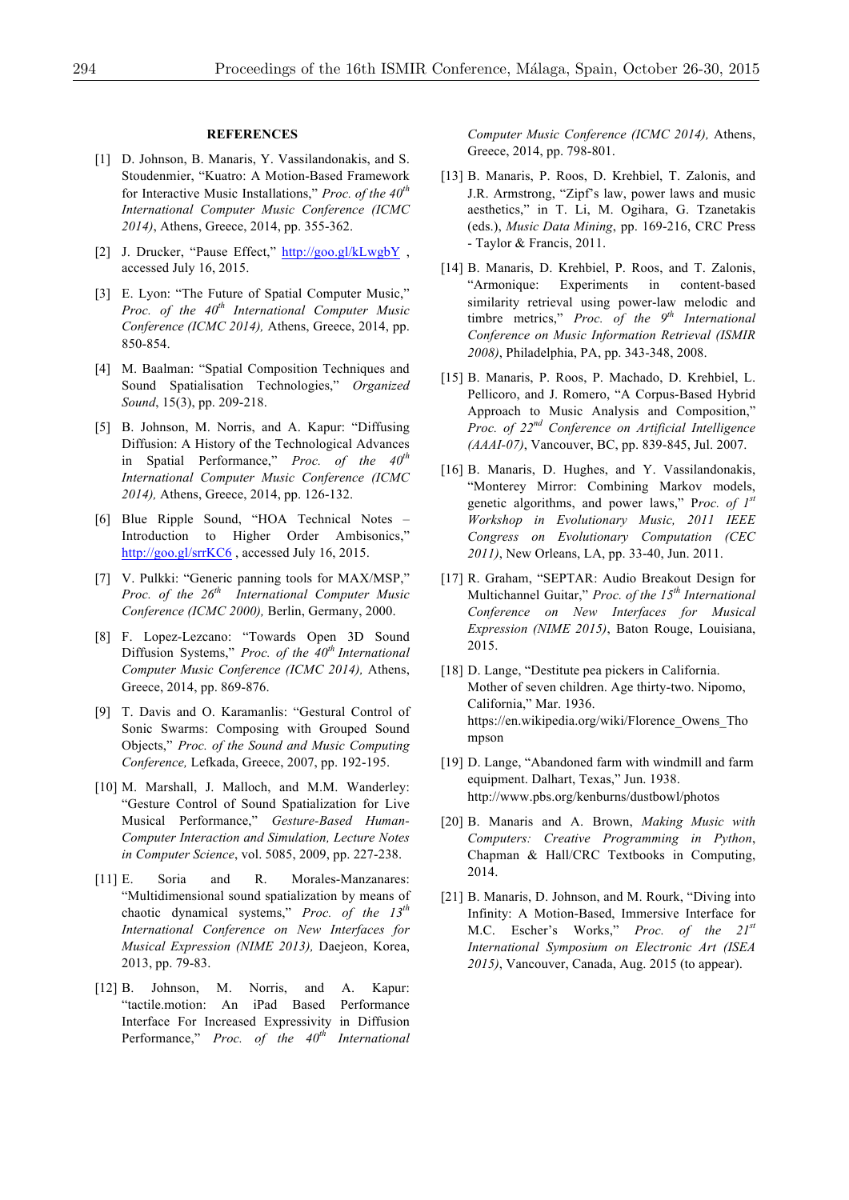## REFERENCES

[1] D. Johnson, B. Manaris, Y. Vassilandonakis, and S. Stoudenmier, "Kuatro: A Motion-Based Framework for Interactive Music Installations," *Proc. of the 40th International Computer Music Conference (ICMC 2014)*, Athens, Greece, 2014, pp. 355-362.

[2] J. Drucker, "Pause Effect," http://goo.gl/kLwgbY , accessed July 16, 2015.

[3] E. Lyon: "The Future of Spatial Computer Music," *Proc. of the 40th International Computer Music Conference (ICMC 2014),* Athens, Greece, 2014, pp. 850-854.

[4] M. Baalman: "Spatial Composition Techniques and Sound Spatialisation Technologies," *Organized Sound*, 15(3), pp. 209-218.

[5] B. Johnson, M. Norris, and A. Kapur: "Diffusing Diffusion: A History of the Technological Advances in Spatial Performance," *Proc. of the 40th International Computer Music Conference (ICMC 2014),* Athens, Greece, 2014, pp. 126-132.

[6] Blue Ripple Sound, "HOA Technical Notes – Introduction to Higher Order Ambisonics," http://goo.gl/srrKC6 , accessed July 16, 2015.

[7] V. Pulkki: "Generic panning tools for MAX/MSP," *Proc. of the 26th International Computer Music Conference (ICMC 2000),* Berlin, Germany, 2000.

[8] F. Lopez-Lezcano: "Towards Open 3D Sound Diffusion Systems," *Proc. of the 40th International Computer Music Conference (ICMC 2014),* Athens, Greece, 2014, pp. 869-876.

[9] T. Davis and O. Karamanlis: "Gestural Control of Sonic Swarms: Composing with Grouped Sound Objects," *Proc. of the Sound and Music Computing Conference,* Lefkada, Greece, 2007, pp. 192-195.

[10] M. Marshall, J. Malloch, and M.M. Wanderley: "Gesture Control of Sound Spatialization for Live Musical Performance," *Gesture-Based Human-Computer Interaction and Simulation, Lecture Notes in Computer Science*, vol. 5085, 2009, pp. 227-238.

[11] E. Soria and R. Morales-Manzanares: "Multidimensional sound spatialization by means of chaotic dynamical systems," *Proc. of the 13th International Conference on New Interfaces for Musical Expression (NIME 2013),* Daejeon, Korea, 2013, pp. 79-83.

[12] B. Johnson, M. Norris, and A. Kapur: "tactile.motion: An iPad Based Performance Interface For Increased Expressivity in Diffusion Performance," *Proc. of the 40th International Computer Music Conference (ICMC 2014),* Athens, Greece, 2014, pp. 798-801.

[13] B. Manaris, P. Roos, D. Krehbiel, T. Zalonis, and J.R. Armstrong, "Zipf's law, power laws and music aesthetics," in T. Li, M. Ogihara, G. Tzanetakis (eds.), *Music Data Mining*, pp. 169-216, CRC Press - Taylor & Francis, 2011.

[14] B. Manaris, D. Krehbiel, P. Roos, and T. Zalonis, "Armonique: Experiments in content-based similarity retrieval using power-law melodic and timbre metrics," *Proc. of the 9th International Conference on Music Information Retrieval (ISMIR 2008)*, Philadelphia, PA, pp. 343-348, 2008.

[15] B. Manaris, P. Roos, P. Machado, D. Krehbiel, L. Pellicoro, and J. Romero, "A Corpus-Based Hybrid Approach to Music Analysis and Composition," *Proc. of 22nd Conference on Artificial Intelligence (AAAI-07)*, Vancouver, BC, pp. 839-845, Jul. 2007.

[16] B. Manaris, D. Hughes, and Y. Vassilandonakis, "Monterey Mirror: Combining Markov models, genetic algorithms, and power laws," P*roc. of 1st Workshop in Evolutionary Music, 2011 IEEE Congress on Evolutionary Computation (CEC 2011)*, New Orleans, LA, pp. 33-40, Jun. 2011.

[17] R. Graham, "SEPTAR: Audio Breakout Design for Multichannel Guitar," *Proc. of the 15th International Conference on New Interfaces for Musical Expression (NIME 2015)*, Baton Rouge, Louisiana, 2015.

[18] D. Lange, "Destitute pea pickers in California. Mother of seven children. Age thirty-two. Nipomo, California," Mar. 1936. https://en.wikipedia.org/wiki/Florence_Owens_Thompson

[19] D. Lange, "Abandoned farm with windmill and farm equipment. Dalhart, Texas," Jun. 1938. http://www.pbs.org/kenburns/dustbowl/photos

[20] B. Manaris and A. Brown, *Making Music with Computers: Creative Programming in Python*, Chapman & Hall/CRC Textbooks in Computing, 2014.

[21] B. Manaris, D. Johnson, and M. Rourk, "Diving into Infinity: A Motion-Based, Immersive Interface for M.C. Escher's Works," *Proc. of the 21st International Symposium on Electronic Art (ISEA 2015)*, Vancouver, Canada, Aug. 2015 (to appear).